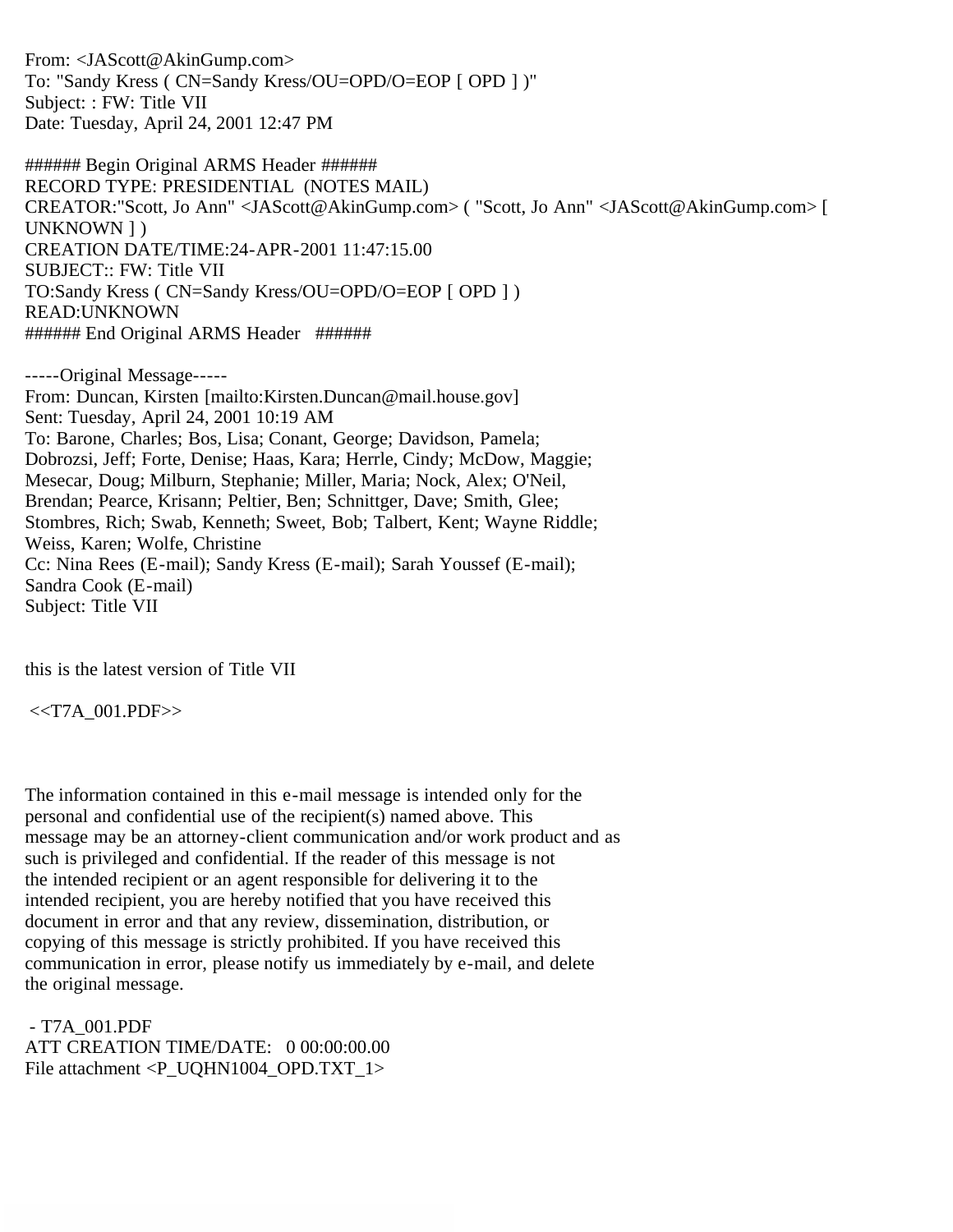From: <JAScott@AkinGump.com>
To: "Sandy Kress ( CN=Sandy Kress/OU=OPD/O=EOP [ OPD ] )"
Subject: : FW: Title VII
Date: Tuesday, April 24, 2001 12:47 PM

###### Begin Original ARMS Header ######
RECORD TYPE: PRESIDENTIAL (NOTES MAIL)
CREATOR:"Scott, Jo Ann" <JAScott@AkinGump.com> ( "Scott, Jo Ann" <JAScott@AkinGump.com> [ UNKNOWN ] )
CREATION DATE/TIME:24-APR-2001 11:47:15.00
SUBJECT:: FW: Title VII
TO:Sandy Kress ( CN=Sandy Kress/OU=OPD/O=EOP [ OPD ] )
READ:UNKNOWN
###### End Original ARMS Header ######

-----Original Message-----
From: Duncan, Kirsten [mailto:Kirsten.Duncan@mail.house.gov]
Sent: Tuesday, April 24, 2001 10:19 AM
To: Barone, Charles; Bos, Lisa; Conant, George; Davidson, Pamela; Dobrozsi, Jeff; Forte, Denise; Haas, Kara; Herrle, Cindy; McDow, Maggie; Mesecar, Doug; Milburn, Stephanie; Miller, Maria; Nock, Alex; O'Neil, Brendan; Pearce, Krisann; Peltier, Ben; Schnittger, Dave; Smith, Glee; Stombres, Rich; Swab, Kenneth; Sweet, Bob; Talbert, Kent; Wayne Riddle; Weiss, Karen; Wolfe, Christine
Cc: Nina Rees (E-mail); Sandy Kress (E-mail); Sarah Youssef (E-mail); Sandra Cook (E-mail)
Subject: Title VII

this is the latest version of Title VII

<<T7A_001.PDF>>

The information contained in this e-mail message is intended only for the personal and confidential use of the recipient(s) named above. This message may be an attorney-client communication and/or work product and as such is privileged and confidential. If the reader of this message is not the intended recipient or an agent responsible for delivering it to the intended recipient, you are hereby notified that you have received this document in error and that any review, dissemination, distribution, or copying of this message is strictly prohibited. If you have received this communication in error, please notify us immediately by e-mail, and delete the original message.

- T7A_001.PDF
ATT CREATION TIME/DATE: 0 00:00:00.00
File attachment <P_UQHN1004_OPD.TXT_1>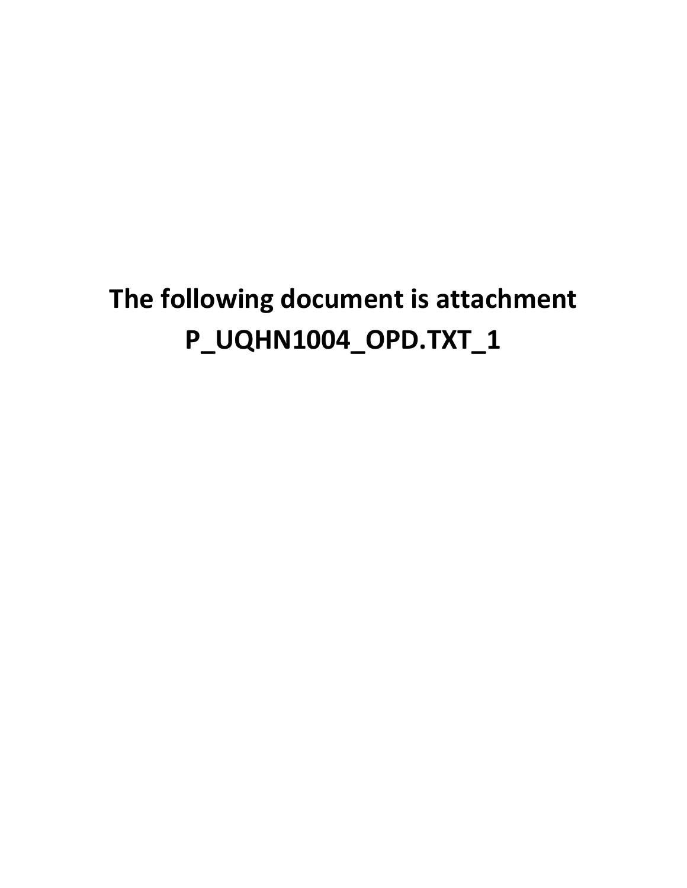**The following document is attachment P_UQHN1004_OPD.TXT_1**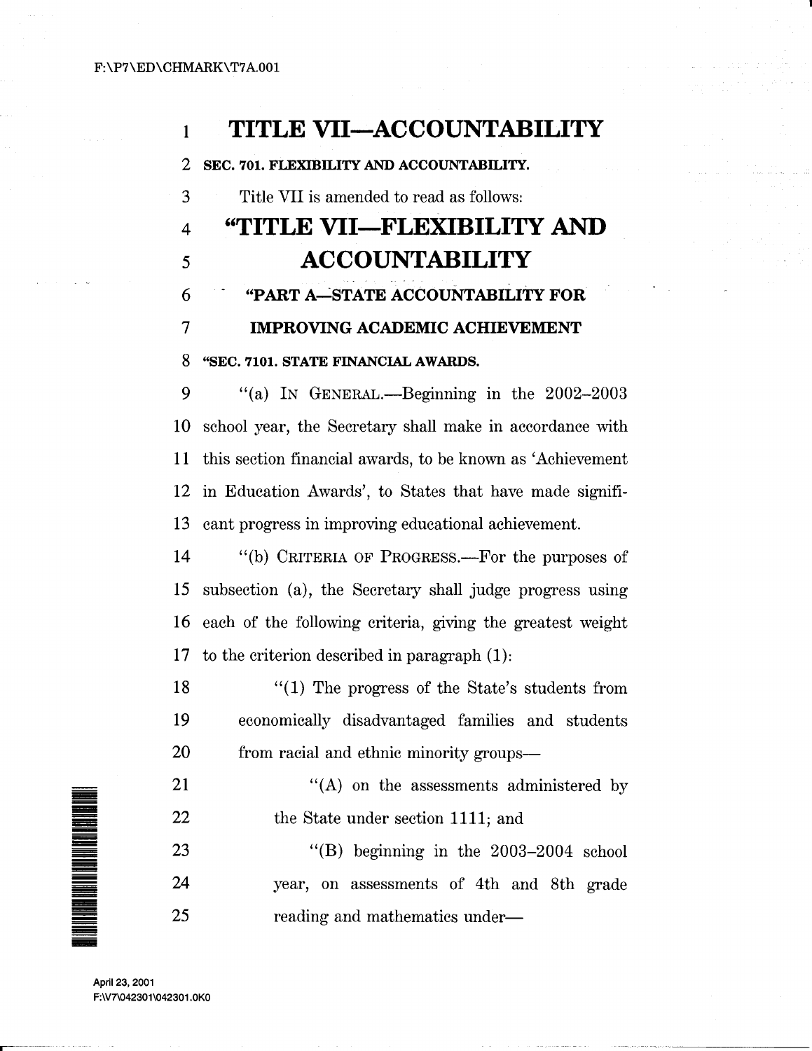# TITLE VII—ACCOUNTABILITY

**SEC. 701. FLEXIBILITY AND ACCOUNTABILITY.**

Title VII is amended to read as follows:

# "TITLE VII—FLEXIBILITY AND ACCOUNTABILITY

## "PART A—STATE ACCOUNTABILITY FOR IMPROVING ACADEMIC ACHIEVEMENT

**"SEC. 7101. STATE FINANCIAL AWARDS.**

"(a) IN GENERAL.—Beginning in the 2002–2003 school year, the Secretary shall make in accordance with this section financial awards, to be known as 'Achievement in Education Awards', to States that have made significant progress in improving educational achievement.

"(b) CRITERIA OF PROGRESS.—For the purposes of subsection (a), the Secretary shall judge progress using each of the following criteria, giving the greatest weight to the criterion described in paragraph (1):

"(1) The progress of the State's students from economically disadvantaged families and students from racial and ethnic minority groups—

"(A) on the assessments administered by the State under section 1111; and

"(B) beginning in the 2003–2004 school year, on assessments of 4th and 8th grade reading and mathematics under—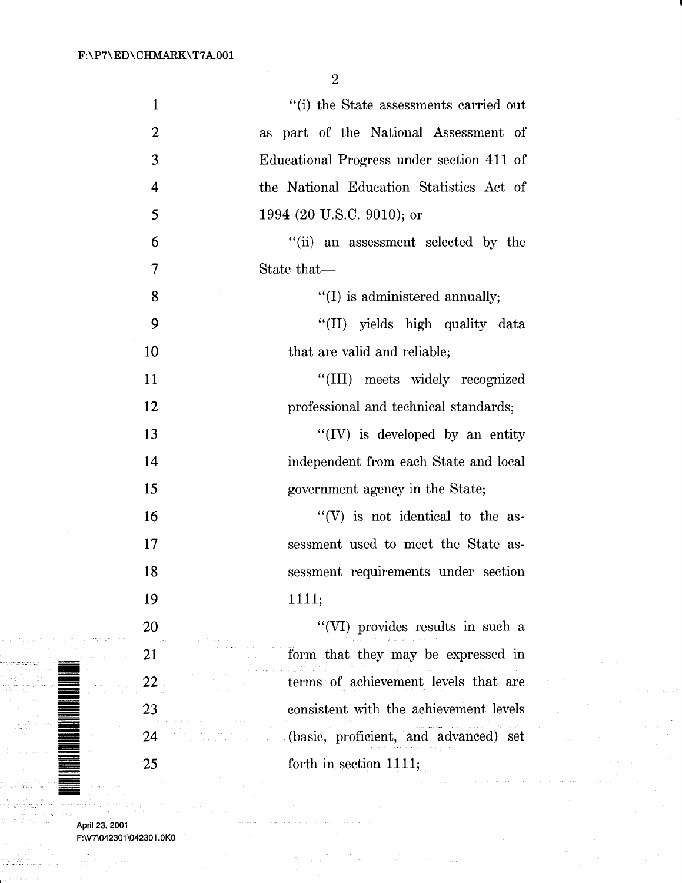"(i) the State assessments carried out as part of the National Assessment of Educational Progress under section 411 of the National Education Statistics Act of 1994 (20 U.S.C. 9010); or

"(ii) an assessment selected by the State that—

"(I) is administered annually;

"(II) yields high quality data that are valid and reliable;

"(III) meets widely recognized professional and technical standards;

"(IV) is developed by an entity independent from each State and local government agency in the State;

"(V) is not identical to the assessment used to meet the State assessment requirements under section 1111;

"(VI) provides results in such a form that they may be expressed in terms of achievement levels that are consistent with the achievement levels (basic, proficient, and advanced) set forth in section 1111;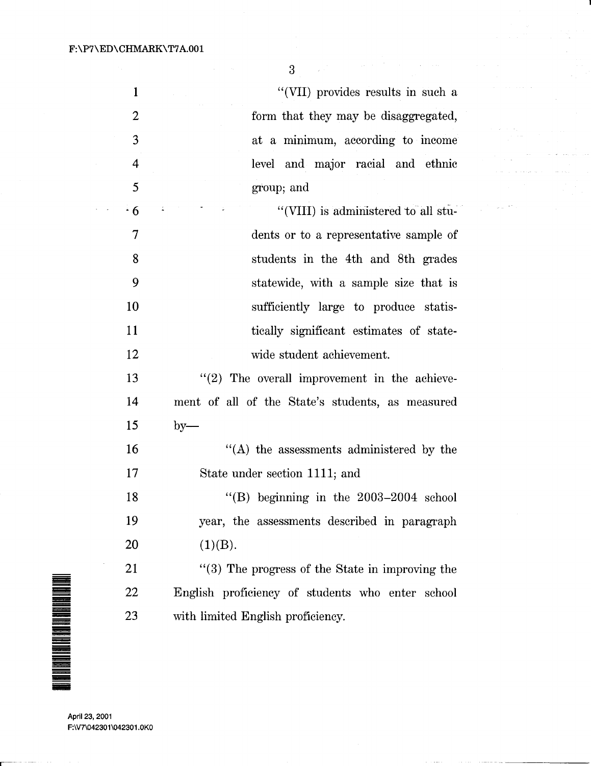"(VII) provides results in such a form that they may be disaggregated, at a minimum, according to income level and major racial and ethnic group; and

"(VIII) is administered to all students or to a representative sample of students in the 4th and 8th grades statewide, with a sample size that is sufficiently large to produce statistically significant estimates of statewide student achievement.

"(2) The overall improvement in the achievement of all of the State's students, as measured by—

"(A) the assessments administered by the State under section 1111; and

"(B) beginning in the 2003–2004 school year, the assessments described in paragraph (1)(B).

"(3) The progress of the State in improving the English proficiency of students who enter school with limited English proficiency.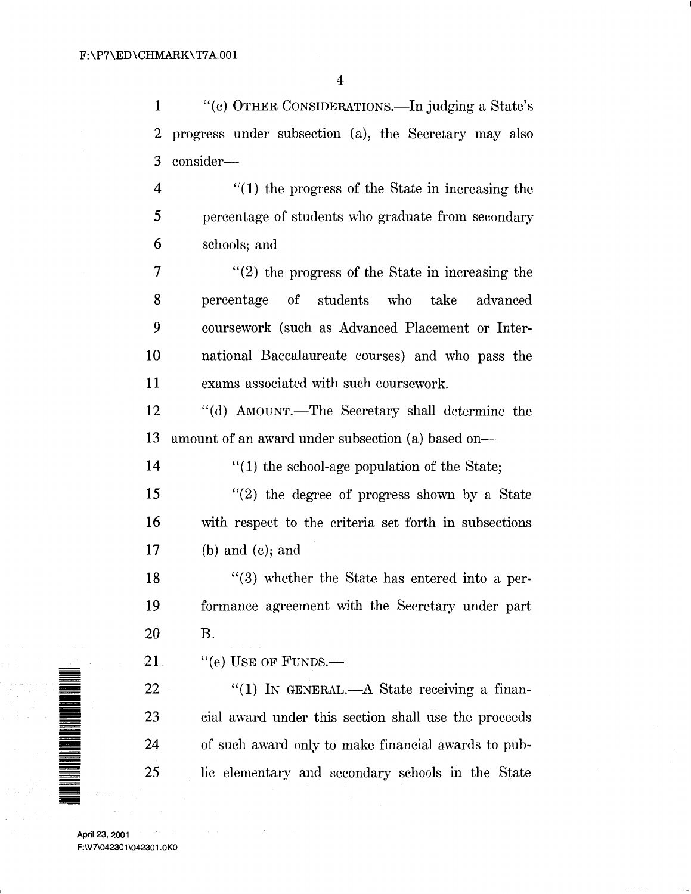"(c) OTHER CONSIDERATIONS.—In judging a State's progress under subsection (a), the Secretary may also consider—

"(1) the progress of the State in increasing the percentage of students who graduate from secondary schools; and

"(2) the progress of the State in increasing the percentage of students who take advanced coursework (such as Advanced Placement or International Baccalaureate courses) and who pass the exams associated with such coursework.

"(d) AMOUNT.—The Secretary shall determine the amount of an award under subsection (a) based on—

"(1) the school-age population of the State;

"(2) the degree of progress shown by a State with respect to the criteria set forth in subsections (b) and (c); and

"(3) whether the State has entered into a performance agreement with the Secretary under part B.

"(e) USE OF FUNDS.—

"(1) IN GENERAL.—A State receiving a financial award under this section shall use the proceeds of such award only to make financial awards to public elementary and secondary schools in the State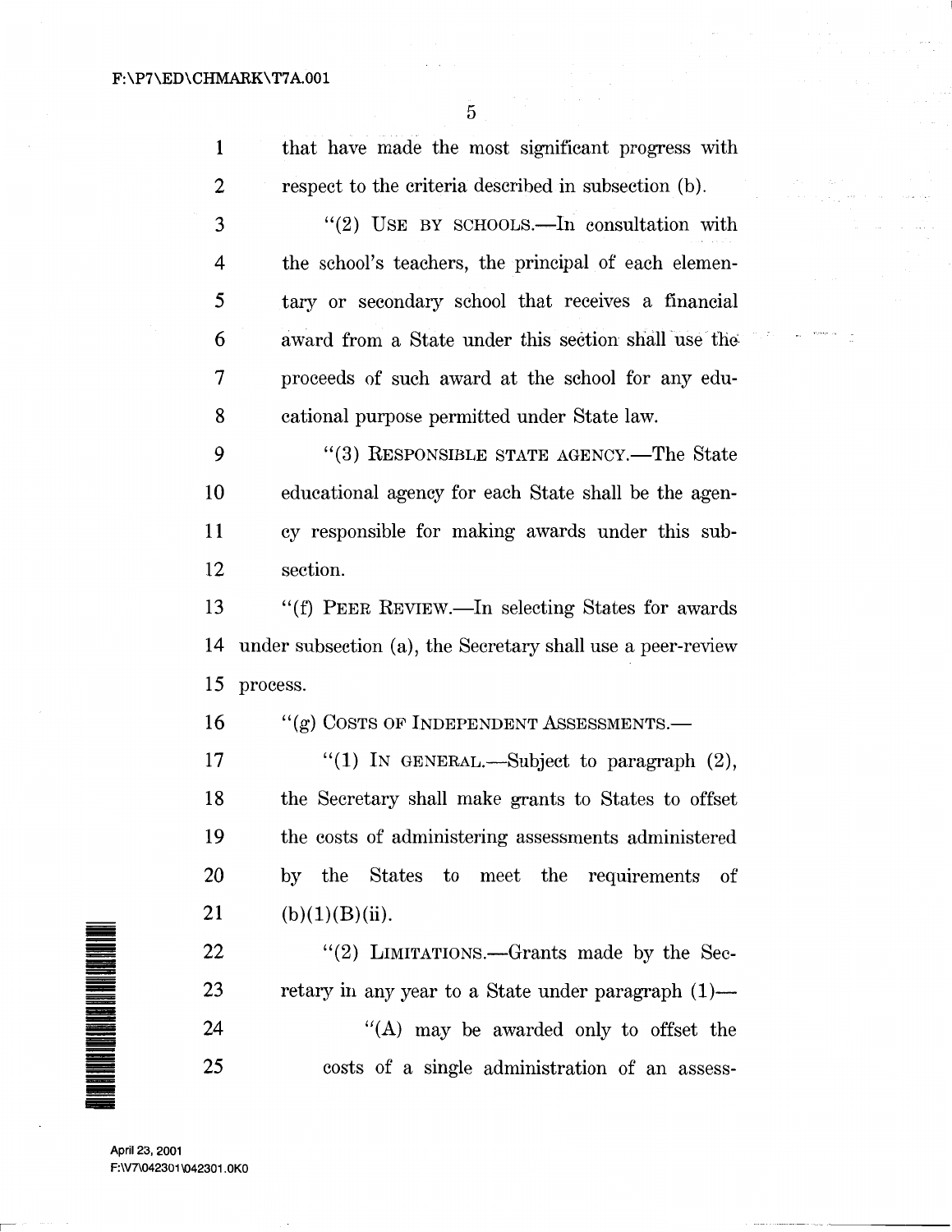that have made the most significant progress with respect to the criteria described in subsection (b).

"(2) USE BY SCHOOLS.—In consultation with the school's teachers, the principal of each elementary or secondary school that receives a financial award from a State under this section shall use the proceeds of such award at the school for any educational purpose permitted under State law.

"(3) RESPONSIBLE STATE AGENCY.—The State educational agency for each State shall be the agency responsible for making awards under this subsection.

"(f) PEER REVIEW.—In selecting States for awards under subsection (a), the Secretary shall use a peer-review process.

"(g) COSTS OF INDEPENDENT ASSESSMENTS.—

"(1) IN GENERAL.—Subject to paragraph (2), the Secretary shall make grants to States to offset the costs of administering assessments administered by the States to meet the requirements of (b)(1)(B)(ii).

"(2) LIMITATIONS.—Grants made by the Secretary in any year to a State under paragraph (1)—

"(A) may be awarded only to offset the costs of a single administration of an assess-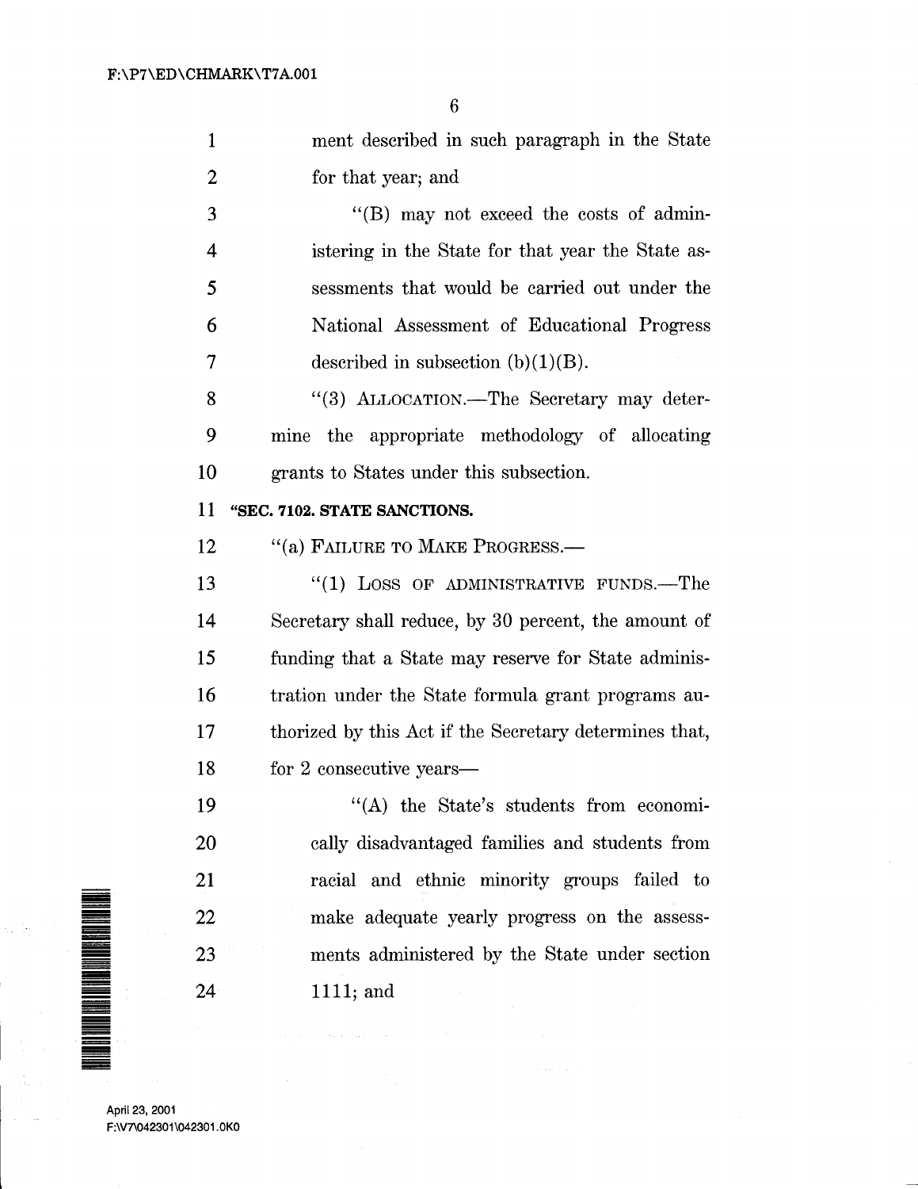ment described in such paragraph in the State for that year; and

"(B) may not exceed the costs of administering in the State for that year the State assessments that would be carried out under the National Assessment of Educational Progress described in subsection (b)(1)(B).

"(3) ALLOCATION.—The Secretary may determine the appropriate methodology of allocating grants to States under this subsection.

**"SEC. 7102. STATE SANCTIONS.**

"(a) FAILURE TO MAKE PROGRESS.—

"(1) LOSS OF ADMINISTRATIVE FUNDS.—The Secretary shall reduce, by 30 percent, the amount of funding that a State may reserve for State administration under the State formula grant programs authorized by this Act if the Secretary determines that, for 2 consecutive years—

"(A) the State's students from economically disadvantaged families and students from racial and ethnic minority groups failed to make adequate yearly progress on the assessments administered by the State under section 1111; and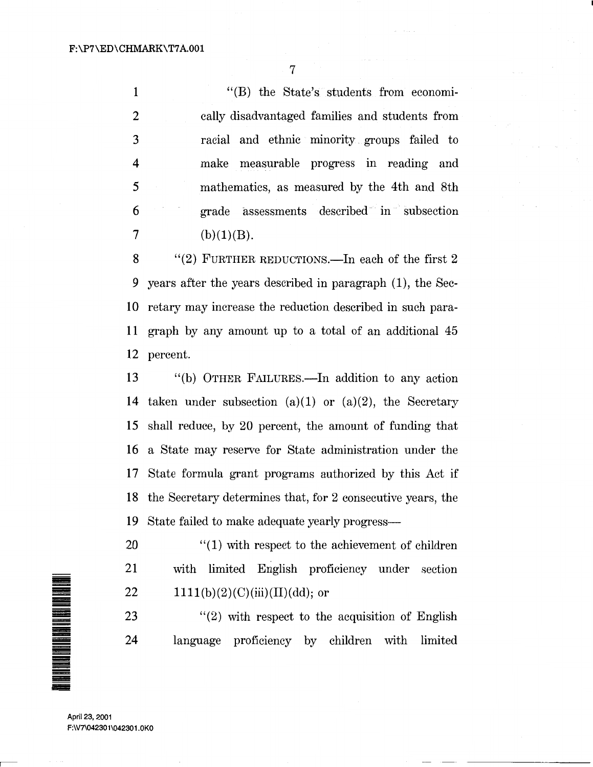"(B) the State's students from economically disadvantaged families and students from racial and ethnic minority groups failed to make measurable progress in reading and mathematics, as measured by the 4th and 8th grade assessments described in subsection (b)(1)(B).

"(2) FURTHER REDUCTIONS.—In each of the first 2 years after the years described in paragraph (1), the Secretary may increase the reduction described in such paragraph by any amount up to a total of an additional 45 percent.

"(b) OTHER FAILURES.—In addition to any action taken under subsection (a)(1) or (a)(2), the Secretary shall reduce, by 20 percent, the amount of funding that a State may reserve for State administration under the State formula grant programs authorized by this Act if the Secretary determines that, for 2 consecutive years, the State failed to make adequate yearly progress—

"(1) with respect to the achievement of children with limited English proficiency under section 1111(b)(2)(C)(iii)(II)(dd); or

"(2) with respect to the acquisition of English language proficiency by children with limited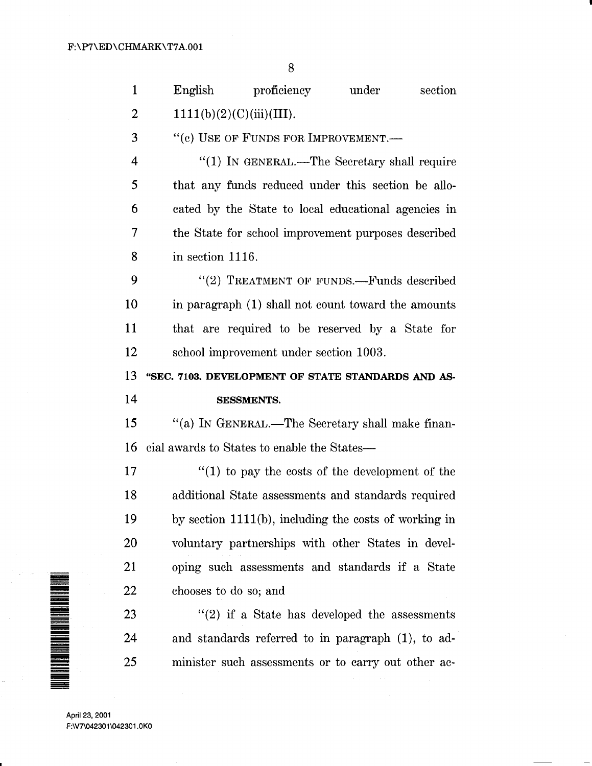English proficiency under section 1111(b)(2)(C)(iii)(III).

"(c) USE OF FUNDS FOR IMPROVEMENT.—

"(1) IN GENERAL.—The Secretary shall require that any funds reduced under this section be allocated by the State to local educational agencies in the State for school improvement purposes described in section 1116.

"(2) TREATMENT OF FUNDS.—Funds described in paragraph (1) shall not count toward the amounts that are required to be reserved by a State for school improvement under section 1003.

**"SEC. 7103. DEVELOPMENT OF STATE STANDARDS AND ASSESSMENTS.**

"(a) IN GENERAL.—The Secretary shall make financial awards to States to enable the States—

"(1) to pay the costs of the development of the additional State assessments and standards required by section 1111(b), including the costs of working in voluntary partnerships with other States in developing such assessments and standards if a State chooses to do so; and

"(2) if a State has developed the assessments and standards referred to in paragraph (1), to administer such assessments or to carry out other ac-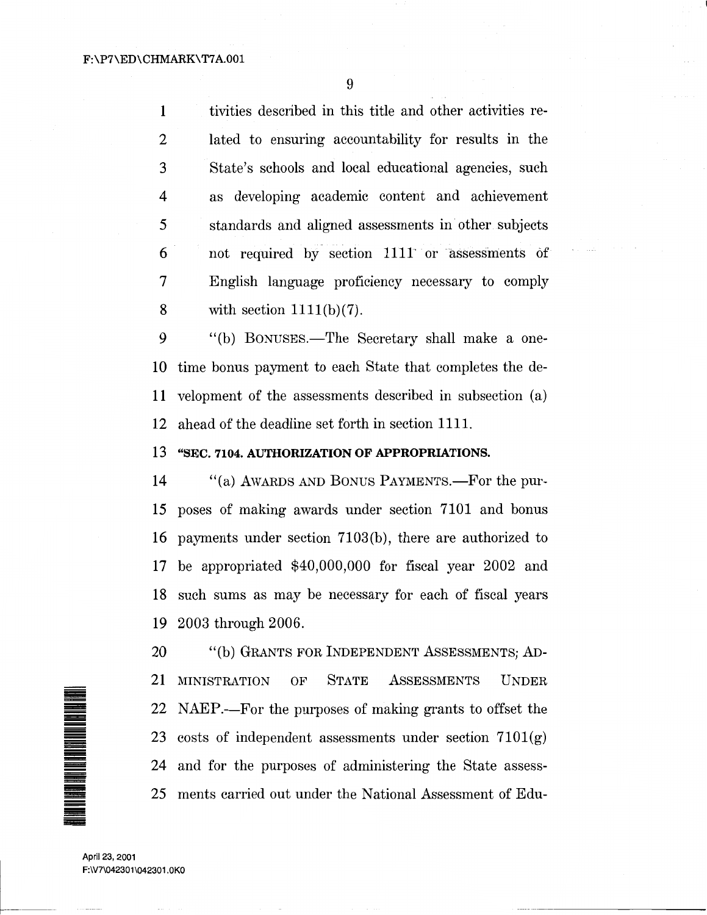tivities described in this title and other activities related to ensuring accountability for results in the State's schools and local educational agencies, such as developing academic content and achievement standards and aligned assessments in other subjects not required by section 1111 or assessments of English language proficiency necessary to comply with section 1111(b)(7).

"(b) BONUSES.—The Secretary shall make a one-time bonus payment to each State that completes the development of the assessments described in subsection (a) ahead of the deadline set forth in section 1111.

**"SEC. 7104. AUTHORIZATION OF APPROPRIATIONS.**

"(a) AWARDS AND BONUS PAYMENTS.—For the purposes of making awards under section 7101 and bonus payments under section 7103(b), there are authorized to be appropriated $40,000,000 for fiscal year 2002 and such sums as may be necessary for each of fiscal years 2003 through 2006.

"(b) GRANTS FOR INDEPENDENT ASSESSMENTS; ADMINISTRATION OF STATE ASSESSMENTS UNDER NAEP.—For the purposes of making grants to offset the costs of independent assessments under section 7101(g) and for the purposes of administering the State assessments carried out under the National Assessment of Edu-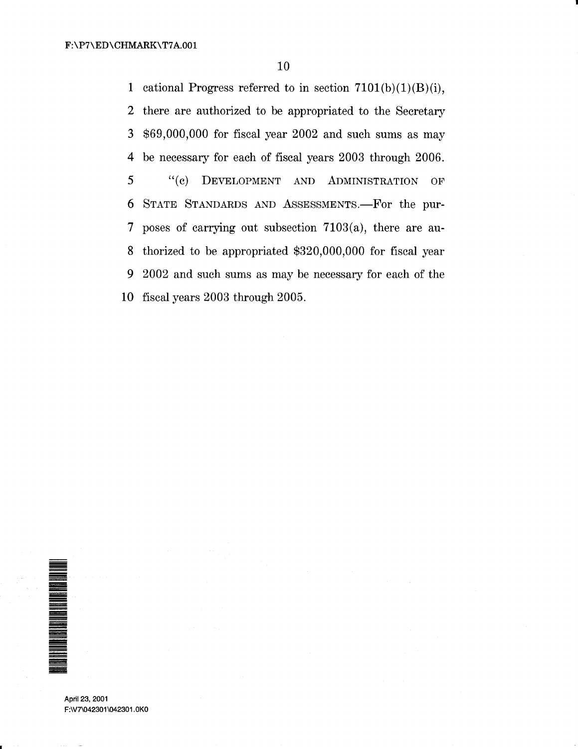cational Progress referred to in section 7101(b)(1)(B)(i), there are authorized to be appropriated to the Secretary $69,000,000 for fiscal year 2002 and such sums as may be necessary for each of fiscal years 2003 through 2006.

"(c) DEVELOPMENT AND ADMINISTRATION OF STATE STANDARDS AND ASSESSMENTS.—For the purposes of carrying out subsection 7103(a), there are authorized to be appropriated $320,000,000 for fiscal year 2002 and such sums as may be necessary for each of the fiscal years 2003 through 2005.